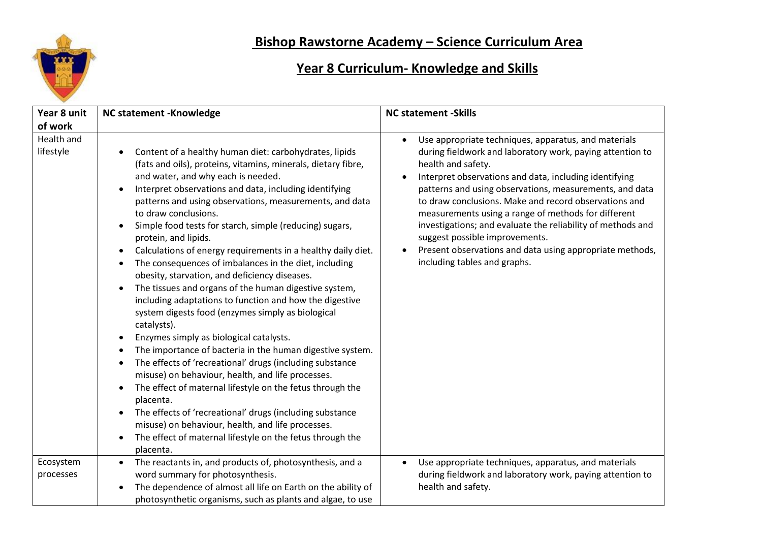# Bishop Rawstorne Academy – Science Curriculum Area

## Year 8 Curriculum- Knowledge and Skills

| Year 8 unit of work | NC statement -Knowledge | NC statement -Skills |
|---|---|---|
| Health and lifestyle | • Content of a healthy human diet: carbohydrates, lipids (fats and oils), proteins, vitamins, minerals, dietary fibre, and water, and why each is needed.<br>• Interpret observations and data, including identifying patterns and using observations, measurements, and data to draw conclusions.<br>• Simple food tests for starch, simple (reducing) sugars, protein, and lipids.<br>• Calculations of energy requirements in a healthy daily diet.<br>• The consequences of imbalances in the diet, including obesity, starvation, and deficiency diseases.<br>• The tissues and organs of the human digestive system, including adaptations to function and how the digestive system digests food (enzymes simply as biological catalysts).<br>• Enzymes simply as biological catalysts.<br>• The importance of bacteria in the human digestive system.<br>• The effects of 'recreational' drugs (including substance misuse) on behaviour, health, and life processes.<br>• The effect of maternal lifestyle on the fetus through the placenta.<br>• The effects of 'recreational' drugs (including substance misuse) on behaviour, health, and life processes.<br>• The effect of maternal lifestyle on the fetus through the placenta. | • Use appropriate techniques, apparatus, and materials during fieldwork and laboratory work, paying attention to health and safety.<br>• Interpret observations and data, including identifying patterns and using observations, measurements, and data to draw conclusions. Make and record observations and measurements using a range of methods for different investigations; and evaluate the reliability of methods and suggest possible improvements.<br>• Present observations and data using appropriate methods, including tables and graphs. |
| Ecosystem processes | • The reactants in, and products of, photosynthesis, and a word summary for photosynthesis.<br>• The dependence of almost all life on Earth on the ability of photosynthetic organisms, such as plants and algae, to use | • Use appropriate techniques, apparatus, and materials during fieldwork and laboratory work, paying attention to health and safety. |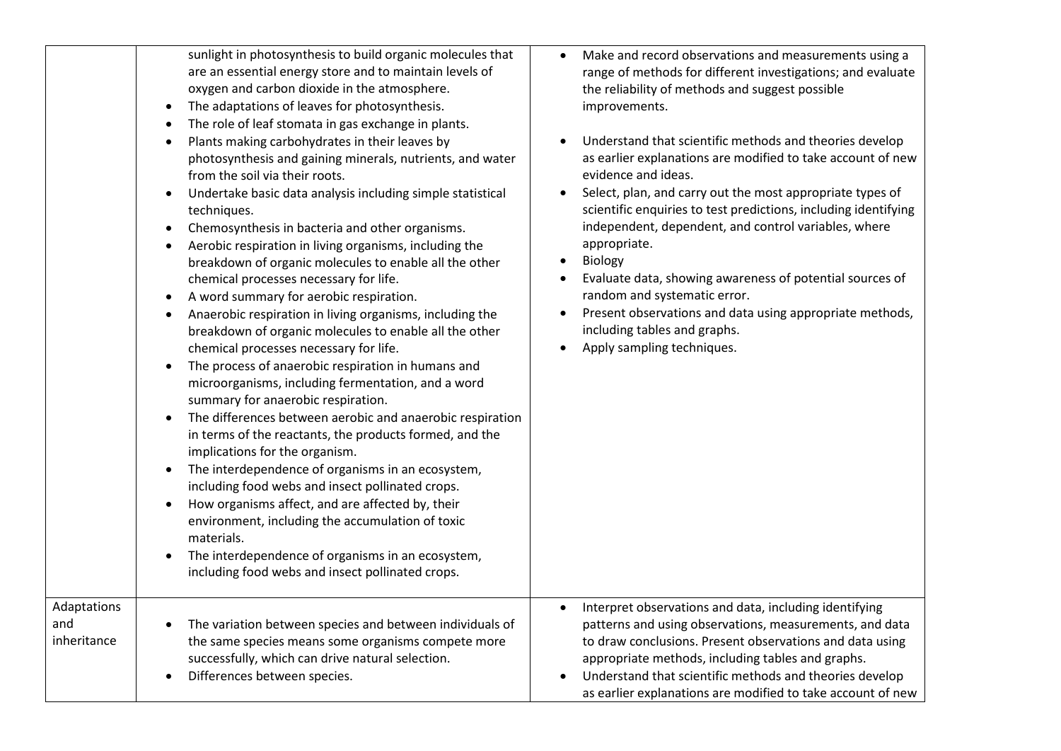| | | |
|---|---|---|
| | sunlight in photosynthesis to build organic molecules that are an essential energy store and to maintain levels of oxygen and carbon dioxide in the atmosphere.<br>• The adaptations of leaves for photosynthesis.<br>• The role of leaf stomata in gas exchange in plants.<br>• Plants making carbohydrates in their leaves by photosynthesis and gaining minerals, nutrients, and water from the soil via their roots.<br>• Undertake basic data analysis including simple statistical techniques.<br>• Chemosynthesis in bacteria and other organisms.<br>• Aerobic respiration in living organisms, including the breakdown of organic molecules to enable all the other chemical processes necessary for life.<br>• A word summary for aerobic respiration.<br>• Anaerobic respiration in living organisms, including the breakdown of organic molecules to enable all the other chemical processes necessary for life.<br>• The process of anaerobic respiration in humans and microorganisms, including fermentation, and a word summary for anaerobic respiration.<br>• The differences between aerobic and anaerobic respiration in terms of the reactants, the products formed, and the implications for the organism.<br>• The interdependence of organisms in an ecosystem, including food webs and insect pollinated crops.<br>• How organisms affect, and are affected by, their environment, including the accumulation of toxic materials.<br>• The interdependence of organisms in an ecosystem, including food webs and insect pollinated crops. | • Make and record observations and measurements using a range of methods for different investigations; and evaluate the reliability of methods and suggest possible improvements.<br>• Understand that scientific methods and theories develop as earlier explanations are modified to take account of new evidence and ideas.<br>• Select, plan, and carry out the most appropriate types of scientific enquiries to test predictions, including identifying independent, dependent, and control variables, where appropriate.<br>• Biology<br>• Evaluate data, showing awareness of potential sources of random and systematic error.<br>• Present observations and data using appropriate methods, including tables and graphs.<br>• Apply sampling techniques. |
| Adaptations and inheritance | • The variation between species and between individuals of the same species means some organisms compete more successfully, which can drive natural selection.<br>• Differences between species. | • Interpret observations and data, including identifying patterns and using observations, measurements, and data to draw conclusions. Present observations and data using appropriate methods, including tables and graphs.<br>• Understand that scientific methods and theories develop as earlier explanations are modified to take account of new |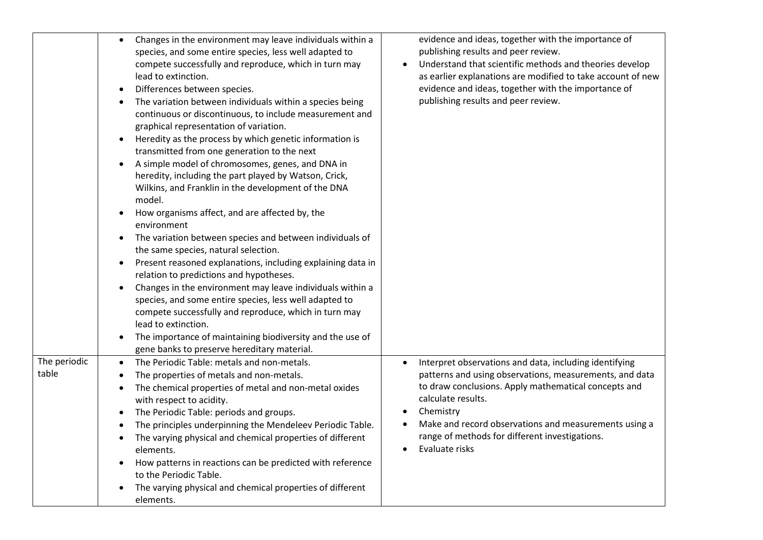| | | |
|---|---|---|
| | • Changes in the environment may leave individuals within a species, and some entire species, less well adapted to compete successfully and reproduce, which in turn may lead to extinction.<br>• Differences between species.<br>• The variation between individuals within a species being continuous or discontinuous, to include measurement and graphical representation of variation.<br>• Heredity as the process by which genetic information is transmitted from one generation to the next<br>• A simple model of chromosomes, genes, and DNA in heredity, including the part played by Watson, Crick, Wilkins, and Franklin in the development of the DNA model.<br>• How organisms affect, and are affected by, the environment<br>• The variation between species and between individuals of the same species, natural selection.<br>• Present reasoned explanations, including explaining data in relation to predictions and hypotheses.<br>• Changes in the environment may leave individuals within a species, and some entire species, less well adapted to compete successfully and reproduce, which in turn may lead to extinction.<br>• The importance of maintaining biodiversity and the use of gene banks to preserve hereditary material. | evidence and ideas, together with the importance of publishing results and peer review.<br>• Understand that scientific methods and theories develop as earlier explanations are modified to take account of new evidence and ideas, together with the importance of publishing results and peer review. |
| The periodic table | • The Periodic Table: metals and non-metals.<br>• The properties of metals and non-metals.<br>• The chemical properties of metal and non-metal oxides with respect to acidity.<br>• The Periodic Table: periods and groups.<br>• The principles underpinning the Mendeleev Periodic Table.<br>• The varying physical and chemical properties of different elements.<br>• How patterns in reactions can be predicted with reference to the Periodic Table.<br>• The varying physical and chemical properties of different elements. | • Interpret observations and data, including identifying patterns and using observations, measurements, and data to draw conclusions. Apply mathematical concepts and calculate results.<br>• Chemistry<br>• Make and record observations and measurements using a range of methods for different investigations.<br>• Evaluate risks |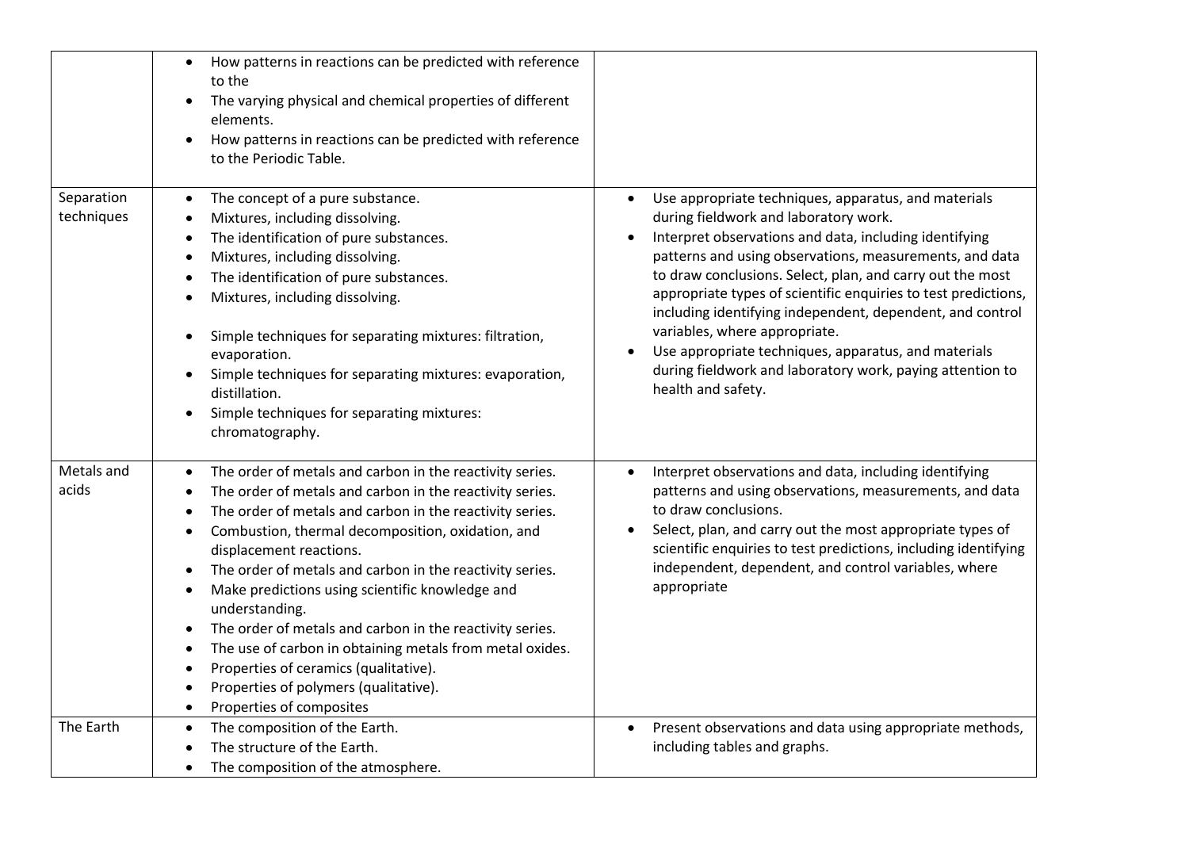| | | |
|---|---|---|
| | • How patterns in reactions can be predicted with reference to the<br>• The varying physical and chemical properties of different elements.<br>• How patterns in reactions can be predicted with reference to the Periodic Table. | |
| Separation techniques | • The concept of a pure substance.<br>• Mixtures, including dissolving.<br>• The identification of pure substances.<br>• Mixtures, including dissolving.<br>• The identification of pure substances.<br>• Mixtures, including dissolving.<br><br>• Simple techniques for separating mixtures: filtration, evaporation.<br>• Simple techniques for separating mixtures: evaporation, distillation.<br>• Simple techniques for separating mixtures: chromatography. | • Use appropriate techniques, apparatus, and materials during fieldwork and laboratory work.<br>• Interpret observations and data, including identifying patterns and using observations, measurements, and data to draw conclusions. Select, plan, and carry out the most appropriate types of scientific enquiries to test predictions, including identifying independent, dependent, and control variables, where appropriate.<br>• Use appropriate techniques, apparatus, and materials during fieldwork and laboratory work, paying attention to health and safety. |
| Metals and acids | • The order of metals and carbon in the reactivity series.<br>• The order of metals and carbon in the reactivity series.<br>• The order of metals and carbon in the reactivity series.<br>• Combustion, thermal decomposition, oxidation, and displacement reactions.<br>• The order of metals and carbon in the reactivity series.<br>• Make predictions using scientific knowledge and understanding.<br>• The order of metals and carbon in the reactivity series.<br>• The use of carbon in obtaining metals from metal oxides.<br>• Properties of ceramics (qualitative).<br>• Properties of polymers (qualitative).<br>• Properties of composites | • Interpret observations and data, including identifying patterns and using observations, measurements, and data to draw conclusions.<br>• Select, plan, and carry out the most appropriate types of scientific enquiries to test predictions, including identifying independent, dependent, and control variables, where appropriate |
| The Earth | • The composition of the Earth.<br>• The structure of the Earth.<br>• The composition of the atmosphere. | • Present observations and data using appropriate methods, including tables and graphs. |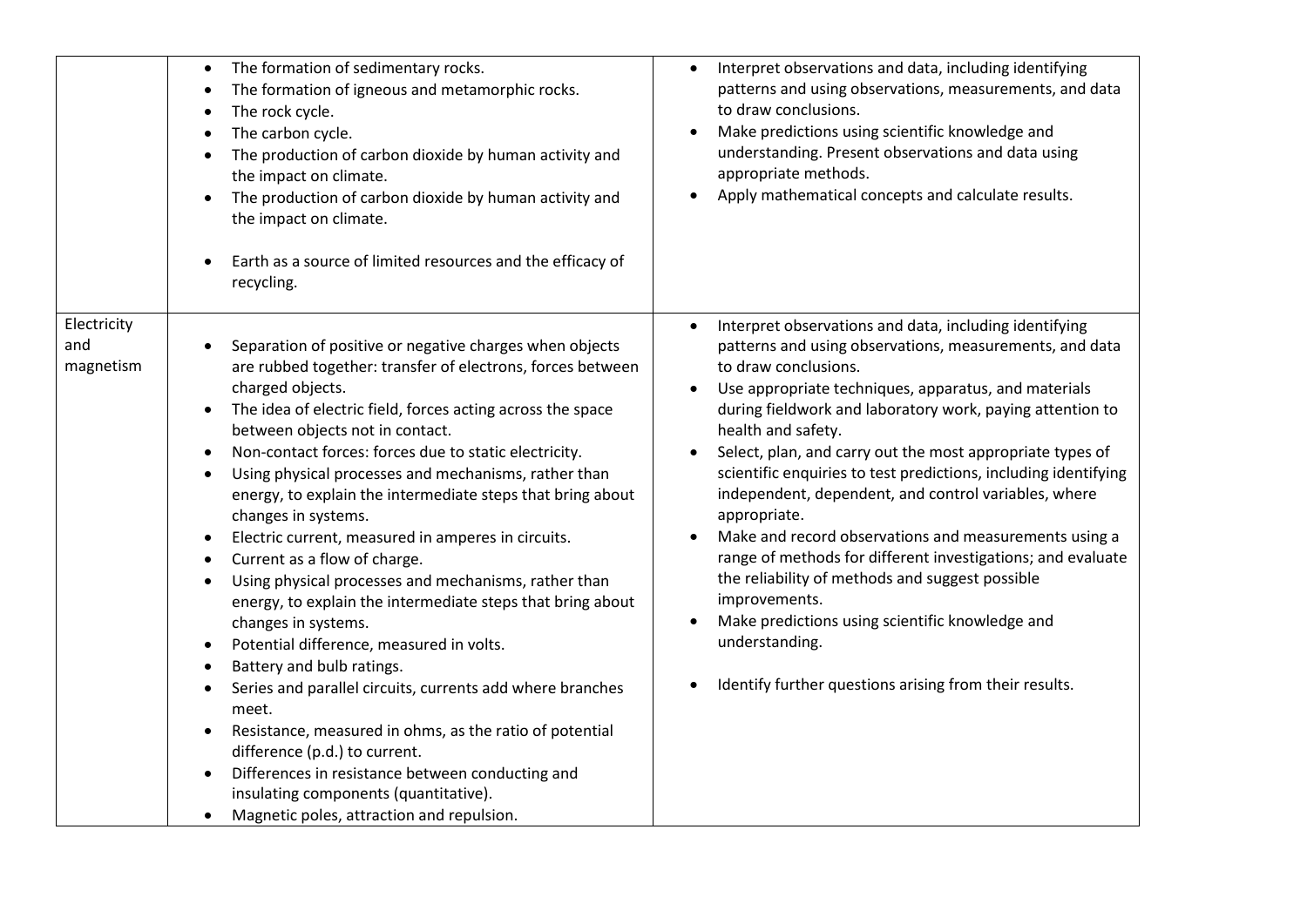| | | |
|---|---|---|
| | • The formation of sedimentary rocks.<br>• The formation of igneous and metamorphic rocks.<br>• The rock cycle.<br>• The carbon cycle.<br>• The production of carbon dioxide by human activity and the impact on climate.<br>• The production of carbon dioxide by human activity and the impact on climate.<br>• Earth as a source of limited resources and the efficacy of recycling. | • Interpret observations and data, including identifying patterns and using observations, measurements, and data to draw conclusions.<br>• Make predictions using scientific knowledge and understanding. Present observations and data using appropriate methods.<br>• Apply mathematical concepts and calculate results. |
| Electricity and magnetism | • Separation of positive or negative charges when objects are rubbed together: transfer of electrons, forces between charged objects.<br>• The idea of electric field, forces acting across the space between objects not in contact.<br>• Non-contact forces: forces due to static electricity.<br>• Using physical processes and mechanisms, rather than energy, to explain the intermediate steps that bring about changes in systems.<br>• Electric current, measured in amperes in circuits.<br>• Current as a flow of charge.<br>• Using physical processes and mechanisms, rather than energy, to explain the intermediate steps that bring about changes in systems.<br>• Potential difference, measured in volts.<br>• Battery and bulb ratings.<br>• Series and parallel circuits, currents add where branches meet.<br>• Resistance, measured in ohms, as the ratio of potential difference (p.d.) to current.<br>• Differences in resistance between conducting and insulating components (quantitative).<br>• Magnetic poles, attraction and repulsion. | • Interpret observations and data, including identifying patterns and using observations, measurements, and data to draw conclusions.<br>• Use appropriate techniques, apparatus, and materials during fieldwork and laboratory work, paying attention to health and safety.<br>• Select, plan, and carry out the most appropriate types of scientific enquiries to test predictions, including identifying independent, dependent, and control variables, where appropriate.<br>• Make and record observations and measurements using a range of methods for different investigations; and evaluate the reliability of methods and suggest possible improvements.<br>• Make predictions using scientific knowledge and understanding.<br>• Identify further questions arising from their results. |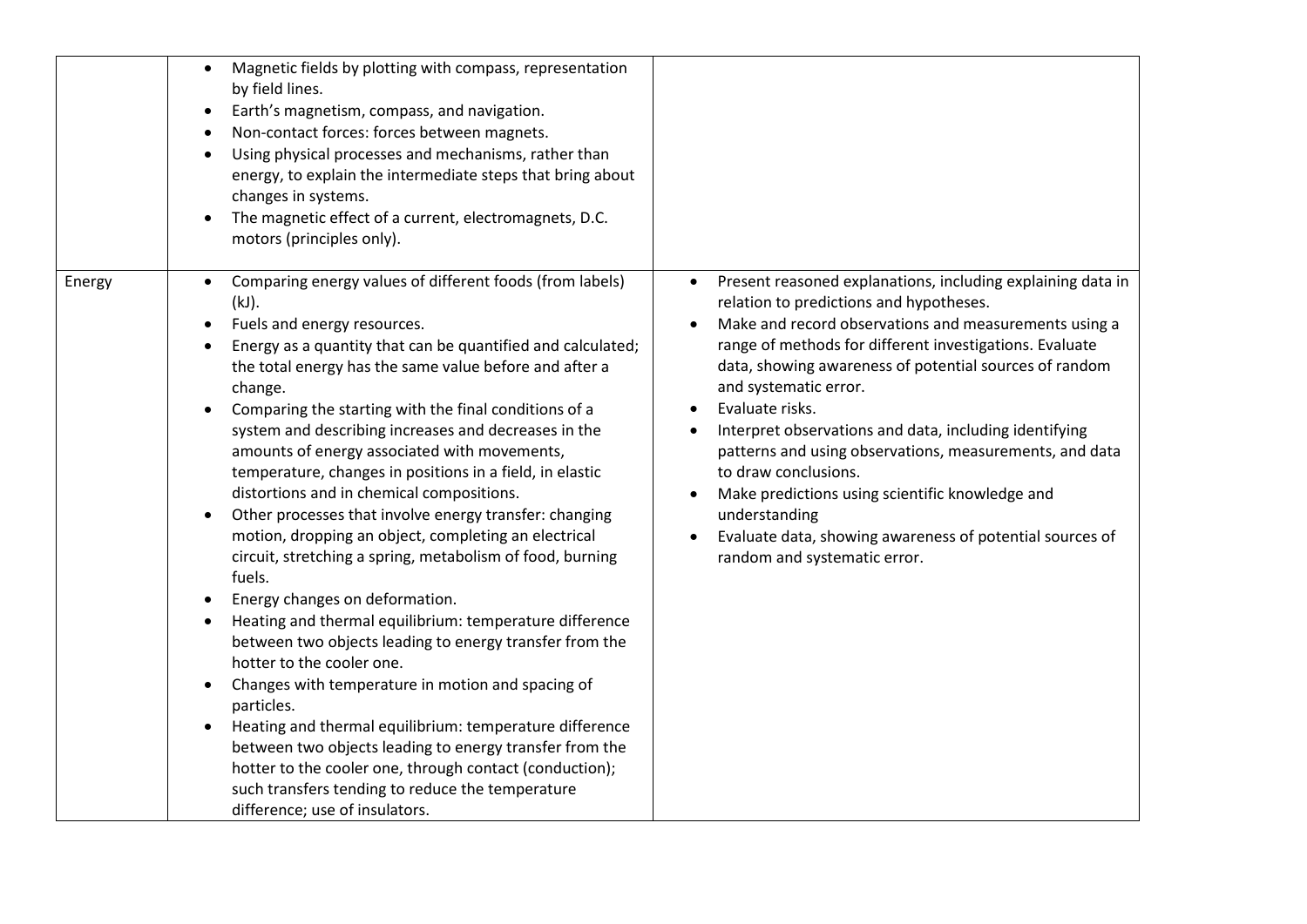| | | |
|---|---|---|
| | • Magnetic fields by plotting with compass, representation by field lines.<br>• Earth's magnetism, compass, and navigation.<br>• Non-contact forces: forces between magnets.<br>• Using physical processes and mechanisms, rather than energy, to explain the intermediate steps that bring about changes in systems.<br>• The magnetic effect of a current, electromagnets, D.C. motors (principles only). | |
| Energy | • Comparing energy values of different foods (from labels) (kJ).<br>• Fuels and energy resources.<br>• Energy as a quantity that can be quantified and calculated; the total energy has the same value before and after a change.<br>• Comparing the starting with the final conditions of a system and describing increases and decreases in the amounts of energy associated with movements, temperature, changes in positions in a field, in elastic distortions and in chemical compositions.<br>• Other processes that involve energy transfer: changing motion, dropping an object, completing an electrical circuit, stretching a spring, metabolism of food, burning fuels.<br>• Energy changes on deformation.<br>• Heating and thermal equilibrium: temperature difference between two objects leading to energy transfer from the hotter to the cooler one.<br>• Changes with temperature in motion and spacing of particles.<br>• Heating and thermal equilibrium: temperature difference between two objects leading to energy transfer from the hotter to the cooler one, through contact (conduction); such transfers tending to reduce the temperature difference; use of insulators. | • Present reasoned explanations, including explaining data in relation to predictions and hypotheses.<br>• Make and record observations and measurements using a range of methods for different investigations. Evaluate data, showing awareness of potential sources of random and systematic error.<br>• Evaluate risks.<br>• Interpret observations and data, including identifying patterns and using observations, measurements, and data to draw conclusions.<br>• Make predictions using scientific knowledge and understanding<br>• Evaluate data, showing awareness of potential sources of random and systematic error. |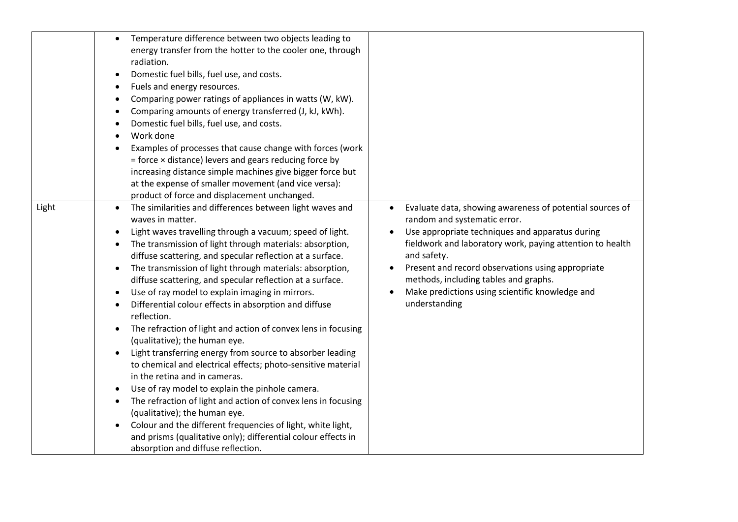| | | |
|---|---|---|
| | <ul><li>Temperature difference between two objects leading to energy transfer from the hotter to the cooler one, through radiation.</li><li>Domestic fuel bills, fuel use, and costs.</li><li>Fuels and energy resources.</li><li>Comparing power ratings of appliances in watts (W, kW).</li><li>Comparing amounts of energy transferred (J, kJ, kWh).</li><li>Domestic fuel bills, fuel use, and costs.</li><li>Work done</li><li>Examples of processes that cause change with forces (work = force × distance) levers and gears reducing force by increasing distance simple machines give bigger force but at the expense of smaller movement (and vice versa): product of force and displacement unchanged.</li></ul> | |
| Light | <ul><li>The similarities and differences between light waves and waves in matter.</li><li>Light waves travelling through a vacuum; speed of light.</li><li>The transmission of light through materials: absorption, diffuse scattering, and specular reflection at a surface.</li><li>The transmission of light through materials: absorption, diffuse scattering, and specular reflection at a surface.</li><li>Use of ray model to explain imaging in mirrors.</li><li>Differential colour effects in absorption and diffuse reflection.</li><li>The refraction of light and action of convex lens in focusing (qualitative); the human eye.</li><li>Light transferring energy from source to absorber leading to chemical and electrical effects; photo-sensitive material in the retina and in cameras.</li><li>Use of ray model to explain the pinhole camera.</li><li>The refraction of light and action of convex lens in focusing (qualitative); the human eye.</li><li>Colour and the different frequencies of light, white light, and prisms (qualitative only); differential colour effects in absorption and diffuse reflection.</li></ul> | <ul><li>Evaluate data, showing awareness of potential sources of random and systematic error.</li><li>Use appropriate techniques and apparatus during fieldwork and laboratory work, paying attention to health and safety.</li><li>Present and record observations using appropriate methods, including tables and graphs.</li><li>Make predictions using scientific knowledge and understanding</li></ul> |